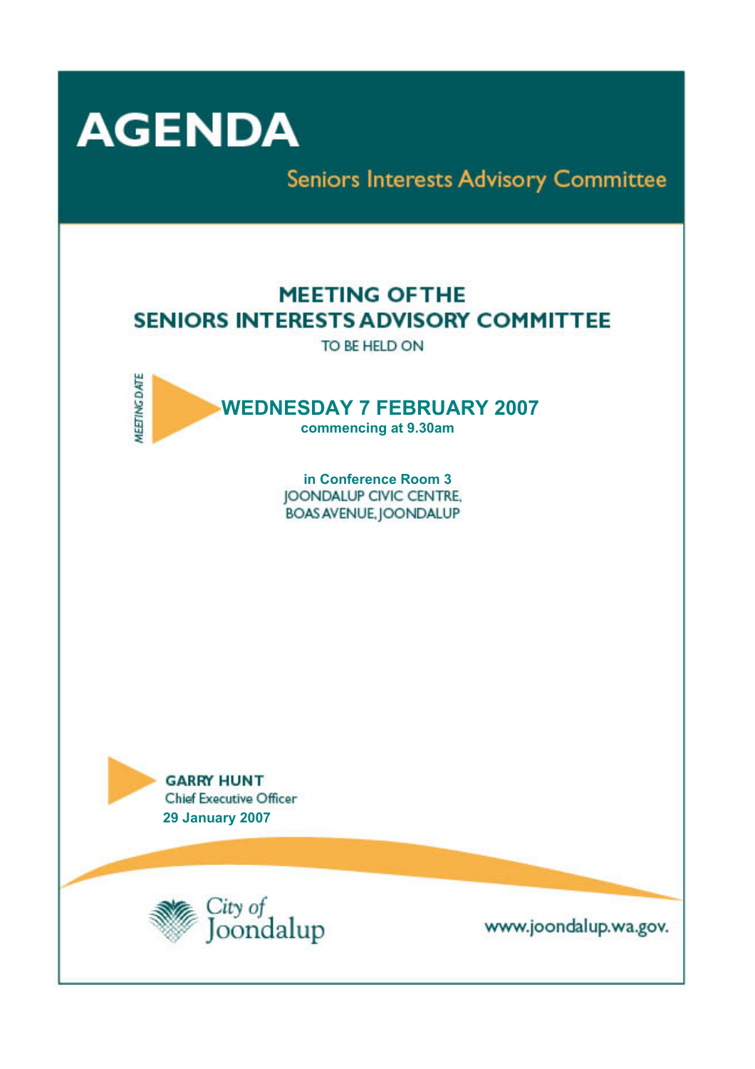# AGENDA

## Seniors Interests Advisory Committee

## MEETING OF THE SENIORS INTERESTS ADVISORY COMMITTEE

TO BE HELD ON

MEETING DATE

**WEDNESDAY 7 FEBRUARY 2007**

**commencing at 9.30am**

**in Conference Room 3**
JOONDALUP CIVIC CENTRE,
BOAS AVENUE, JOONDALUP

**GARRY HUNT**
Chief Executive Officer
**29 January 2007**

City of Joondalup

www.joondalup.wa.gov.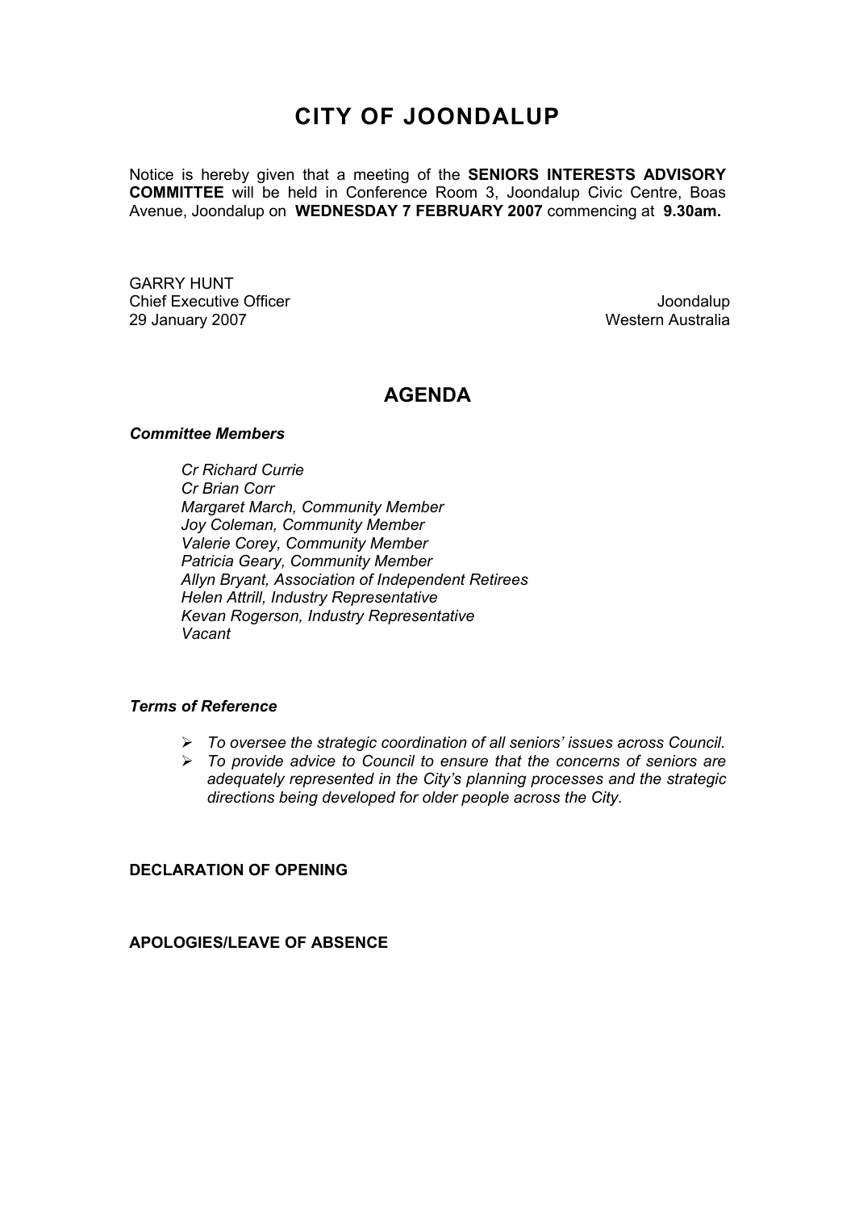# CITY OF JOONDALUP

Notice is hereby given that a meeting of the **SENIORS INTERESTS ADVISORY COMMITTEE** will be held in Conference Room 3, Joondalup Civic Centre, Boas Avenue, Joondalup on **WEDNESDAY 7 FEBRUARY 2007** commencing at **9.30am.**

GARRY HUNT
Chief Executive Officer
29 January 2007

Joondalup
Western Australia

## AGENDA

***Committee Members***

*Cr Richard Currie*
*Cr Brian Corr*
*Margaret March, Community Member*
*Joy Coleman, Community Member*
*Valerie Corey, Community Member*
*Patricia Geary, Community Member*
*Allyn Bryant, Association of Independent Retirees*
*Helen Attrill, Industry Representative*
*Kevan Rogerson, Industry Representative*
*Vacant*

***Terms of Reference***

- *To oversee the strategic coordination of all seniors' issues across Council.*
- *To provide advice to Council to ensure that the concerns of seniors are adequately represented in the City's planning processes and the strategic directions being developed for older people across the City.*

**DECLARATION OF OPENING**

**APOLOGIES/LEAVE OF ABSENCE**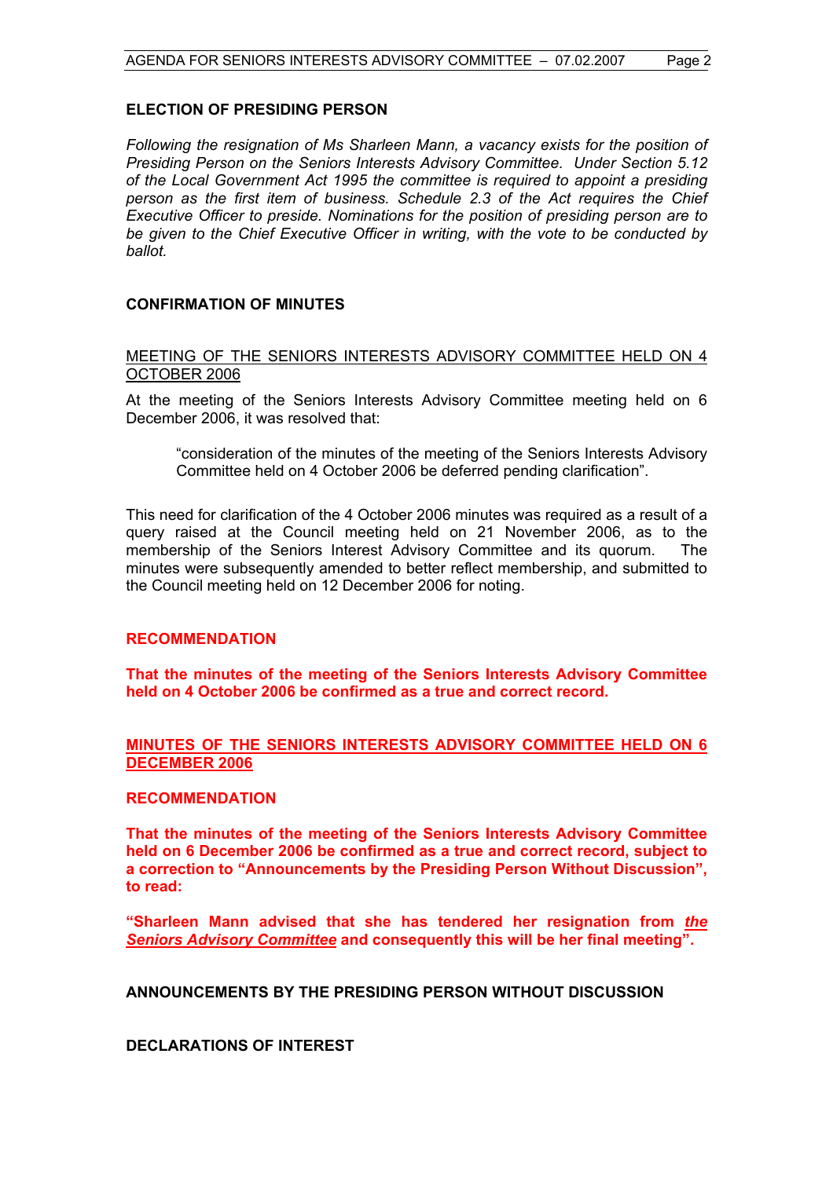## ELECTION OF PRESIDING PERSON

*Following the resignation of Ms Sharleen Mann, a vacancy exists for the position of Presiding Person on the Seniors Interests Advisory Committee. Under Section 5.12 of the Local Government Act 1995 the committee is required to appoint a presiding person as the first item of business. Schedule 2.3 of the Act requires the Chief Executive Officer to preside. Nominations for the position of presiding person are to be given to the Chief Executive Officer in writing, with the vote to be conducted by ballot.*

## CONFIRMATION OF MINUTES

MEETING OF THE SENIORS INTERESTS ADVISORY COMMITTEE HELD ON 4 OCTOBER 2006

At the meeting of the Seniors Interests Advisory Committee meeting held on 6 December 2006, it was resolved that:

> "consideration of the minutes of the meeting of the Seniors Interests Advisory Committee held on 4 October 2006 be deferred pending clarification".

This need for clarification of the 4 October 2006 minutes was required as a result of a query raised at the Council meeting held on 21 November 2006, as to the membership of the Seniors Interest Advisory Committee and its quorum. The minutes were subsequently amended to better reflect membership, and submitted to the Council meeting held on 12 December 2006 for noting.

**RECOMMENDATION**

**That the minutes of the meeting of the Seniors Interests Advisory Committee held on 4 October 2006 be confirmed as a true and correct record.**

**MINUTES OF THE SENIORS INTERESTS ADVISORY COMMITTEE HELD ON 6 DECEMBER 2006**

**RECOMMENDATION**

**That the minutes of the meeting of the Seniors Interests Advisory Committee held on 6 December 2006 be confirmed as a true and correct record, subject to a correction to "Announcements by the Presiding Person Without Discussion", to read:**

**"Sharleen Mann advised that she has tendered her resignation from *the Seniors Advisory Committee* and consequently this will be her final meeting".**

## ANNOUNCEMENTS BY THE PRESIDING PERSON WITHOUT DISCUSSION

## DECLARATIONS OF INTEREST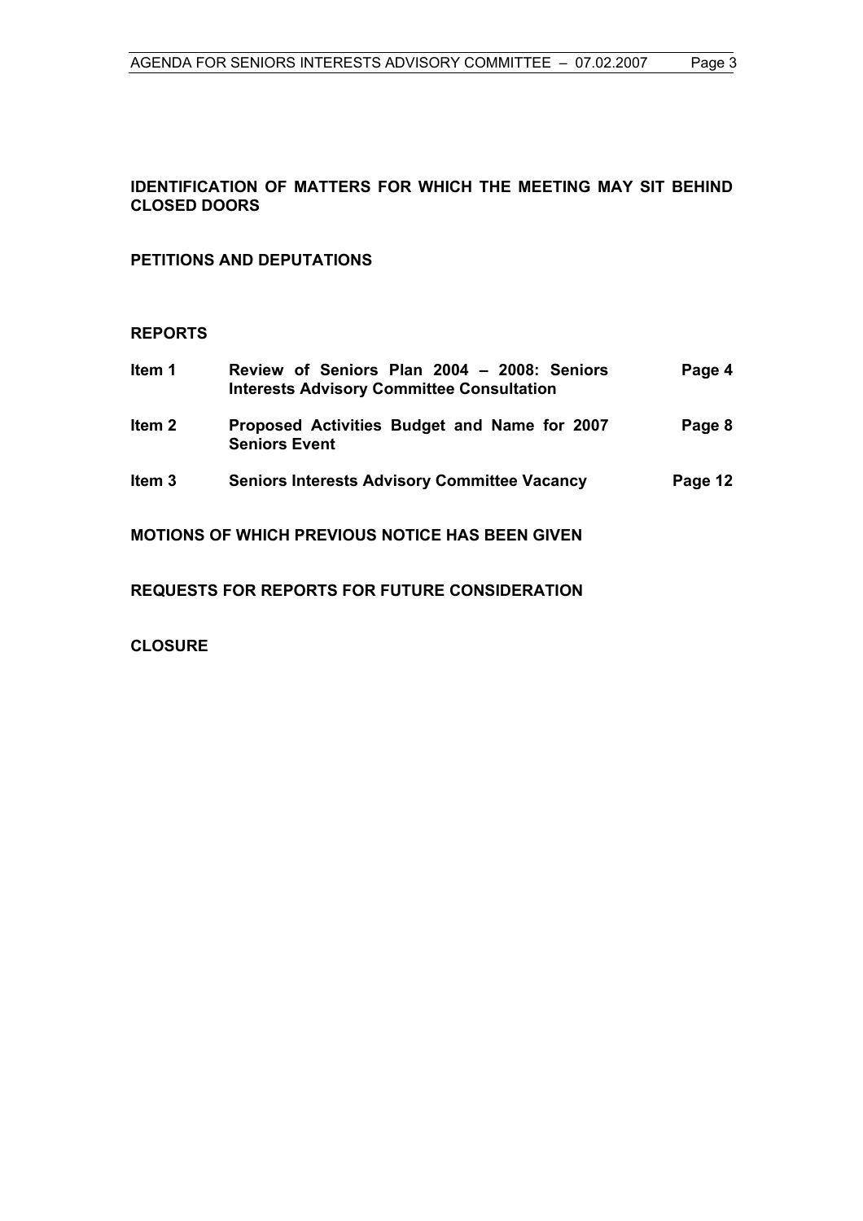**IDENTIFICATION OF MATTERS FOR WHICH THE MEETING MAY SIT BEHIND CLOSED DOORS**

**PETITIONS AND DEPUTATIONS**

**REPORTS**

| | | |
|---|---|---|
| **Item 1** | **Review of Seniors Plan 2004 – 2008: Seniors Interests Advisory Committee Consultation** | **Page 4** |
| **Item 2** | **Proposed Activities Budget and Name for 2007 Seniors Event** | **Page 8** |
| **Item 3** | **Seniors Interests Advisory Committee Vacancy** | **Page 12** |

**MOTIONS OF WHICH PREVIOUS NOTICE HAS BEEN GIVEN**

**REQUESTS FOR REPORTS FOR FUTURE CONSIDERATION**

**CLOSURE**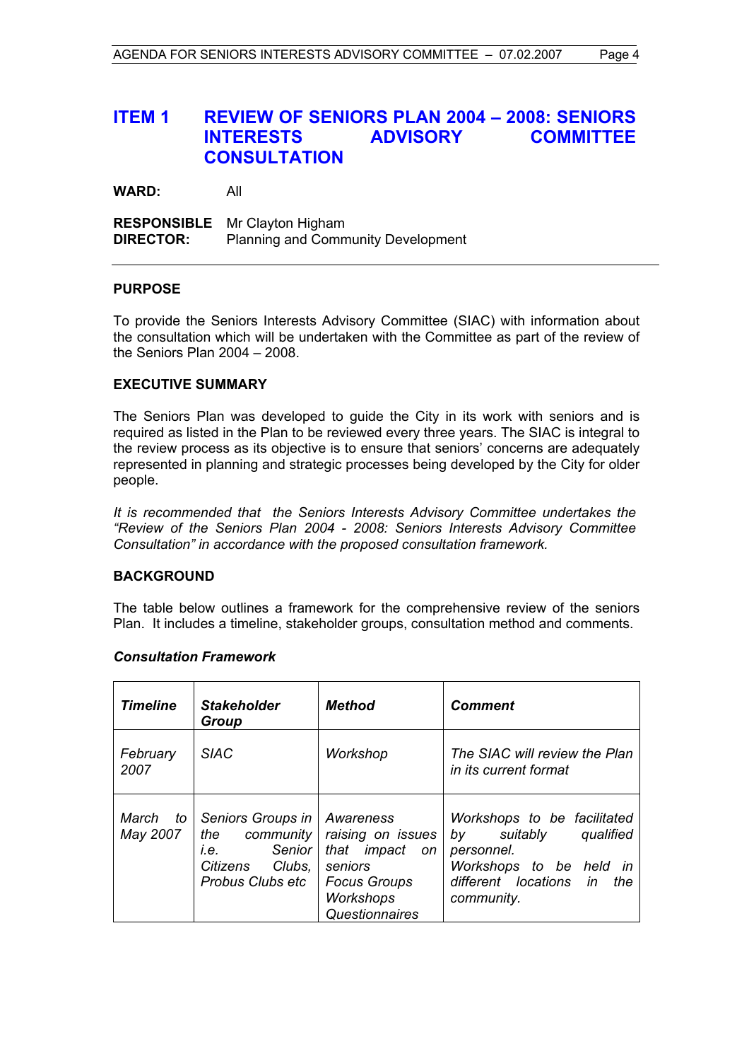## ITEM 1 REVIEW OF SENIORS PLAN 2004 – 2008: SENIORS INTERESTS ADVISORY COMMITTEE CONSULTATION

**WARD:** All

**RESPONSIBLE DIRECTOR:** Mr Clayton Higham
Planning and Community Development

### PURPOSE

To provide the Seniors Interests Advisory Committee (SIAC) with information about the consultation which will be undertaken with the Committee as part of the review of the Seniors Plan 2004 – 2008.

### EXECUTIVE SUMMARY

The Seniors Plan was developed to guide the City in its work with seniors and is required as listed in the Plan to be reviewed every three years. The SIAC is integral to the review process as its objective is to ensure that seniors' concerns are adequately represented in planning and strategic processes being developed by the City for older people.

*It is recommended that the Seniors Interests Advisory Committee undertakes the "Review of the Seniors Plan 2004 - 2008: Seniors Interests Advisory Committee Consultation" in accordance with the proposed consultation framework.*

### BACKGROUND

The table below outlines a framework for the comprehensive review of the seniors Plan. It includes a timeline, stakeholder groups, consultation method and comments.

***Consultation Framework***

| *Timeline* | *Stakeholder Group* | *Method* | *Comment* |
|---|---|---|---|
| *February 2007* | *SIAC* | *Workshop* | *The SIAC will review the Plan in its current format* |
| *March to May 2007* | *Seniors Groups in the community i.e. Senior Citizens Clubs, Probus Clubs etc* | *Awareness raising on issues that impact on seniors*<br>*Focus Groups*<br>*Workshops*<br>*Questionnaires* | *Workshops to be facilitated by suitably qualified personnel.*<br>*Workshops to be held in different locations in the community.* |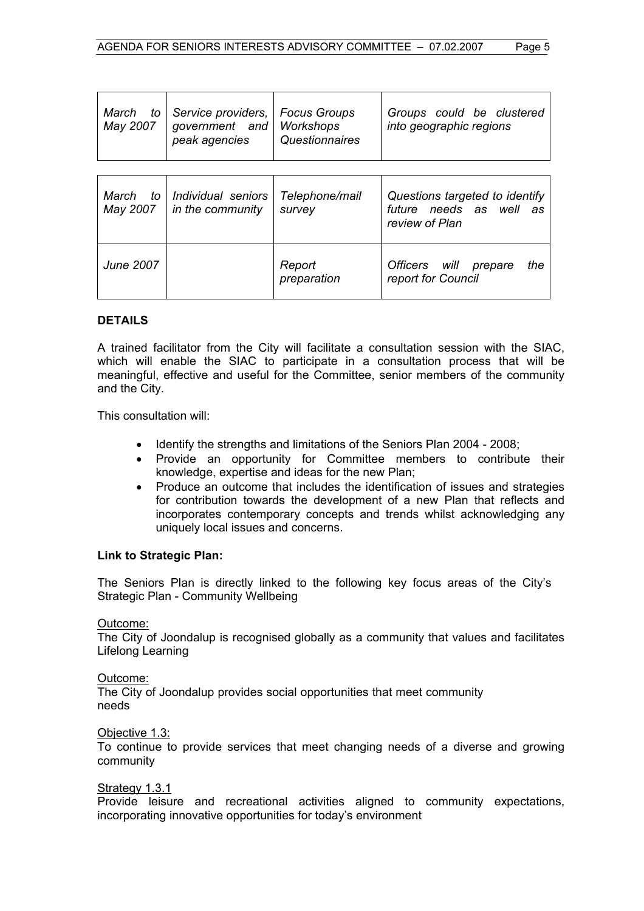| | | | |
|---|---|---|---|
| *March to May 2007* | *Service providers, government and peak agencies* | *Focus Groups Workshops Questionnaires* | *Groups could be clustered into geographic regions* |
| *March to May 2007* | *Individual seniors in the community* | *Telephone/mail survey* | *Questions targeted to identify future needs as well as review of Plan* |
| *June 2007* | | *Report preparation* | *Officers will prepare the report for Council* |

## DETAILS

A trained facilitator from the City will facilitate a consultation session with the SIAC, which will enable the SIAC to participate in a consultation process that will be meaningful, effective and useful for the Committee, senior members of the community and the City.

This consultation will:

- Identify the strengths and limitations of the Seniors Plan 2004 - 2008;
- Provide an opportunity for Committee members to contribute their knowledge, expertise and ideas for the new Plan;
- Produce an outcome that includes the identification of issues and strategies for contribution towards the development of a new Plan that reflects and incorporates contemporary concepts and trends whilst acknowledging any uniquely local issues and concerns.

### Link to Strategic Plan:

The Seniors Plan is directly linked to the following key focus areas of the City's Strategic Plan - Community Wellbeing

Outcome:
The City of Joondalup is recognised globally as a community that values and facilitates Lifelong Learning

Outcome:
The City of Joondalup provides social opportunities that meet community needs

Objective 1.3:
To continue to provide services that meet changing needs of a diverse and growing community

Strategy 1.3.1
Provide leisure and recreational activities aligned to community expectations, incorporating innovative opportunities for today's environment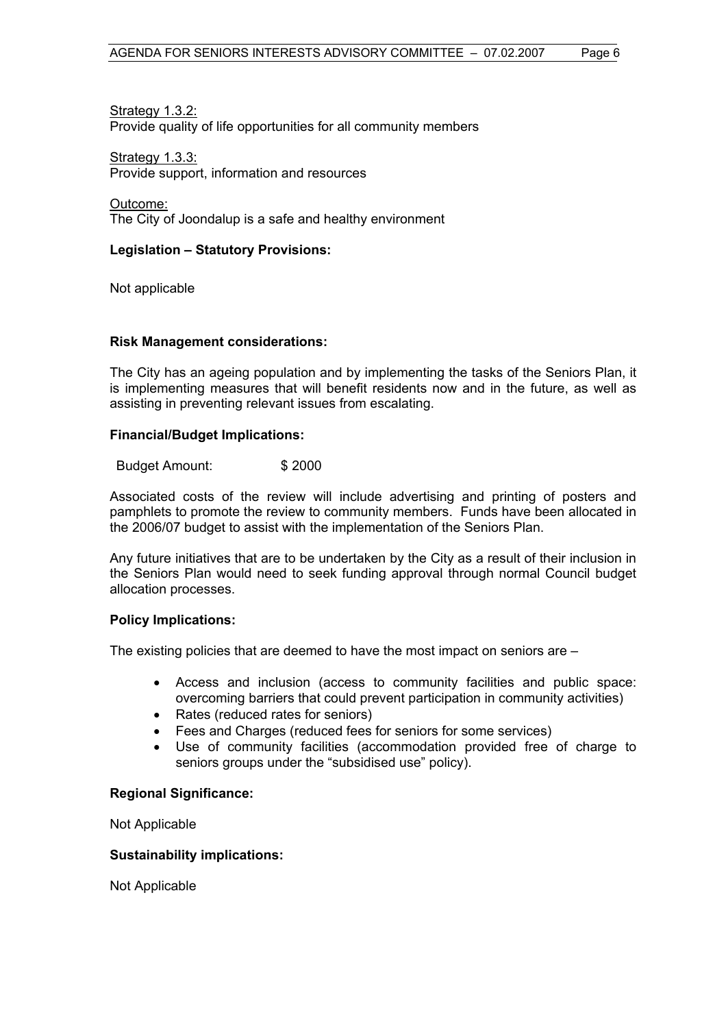Strategy 1.3.2:
Provide quality of life opportunities for all community members

Strategy 1.3.3:
Provide support, information and resources

Outcome:
The City of Joondalup is a safe and healthy environment

**Legislation – Statutory Provisions:**

Not applicable

**Risk Management considerations:**

The City has an ageing population and by implementing the tasks of the Seniors Plan, it is implementing measures that will benefit residents now and in the future, as well as assisting in preventing relevant issues from escalating.

**Financial/Budget Implications:**

Budget Amount: $ 2000

Associated costs of the review will include advertising and printing of posters and pamphlets to promote the review to community members. Funds have been allocated in the 2006/07 budget to assist with the implementation of the Seniors Plan.

Any future initiatives that are to be undertaken by the City as a result of their inclusion in the Seniors Plan would need to seek funding approval through normal Council budget allocation processes.

**Policy Implications:**

The existing policies that are deemed to have the most impact on seniors are –

- Access and inclusion (access to community facilities and public space: overcoming barriers that could prevent participation in community activities)
- Rates (reduced rates for seniors)
- Fees and Charges (reduced fees for seniors for some services)
- Use of community facilities (accommodation provided free of charge to seniors groups under the "subsidised use" policy).

**Regional Significance:**

Not Applicable

**Sustainability implications:**

Not Applicable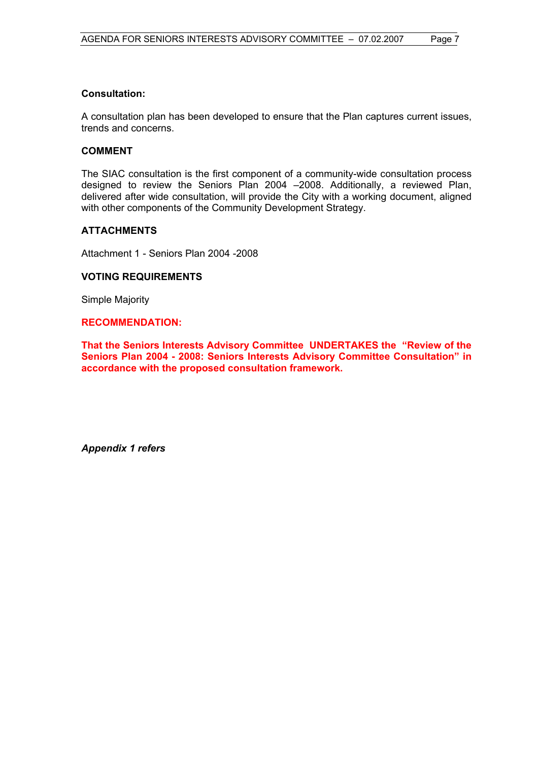**Consultation:**

A consultation plan has been developed to ensure that the Plan captures current issues, trends and concerns.

## COMMENT

The SIAC consultation is the first component of a community-wide consultation process designed to review the Seniors Plan 2004 –2008. Additionally, a reviewed Plan, delivered after wide consultation, will provide the City with a working document, aligned with other components of the Community Development Strategy.

## ATTACHMENTS

Attachment 1 - Seniors Plan 2004 -2008

## VOTING REQUIREMENTS

Simple Majority

## RECOMMENDATION:

**That the Seniors Interests Advisory Committee UNDERTAKES the "Review of the Seniors Plan 2004 - 2008: Seniors Interests Advisory Committee Consultation" in accordance with the proposed consultation framework.**

***Appendix 1 refers***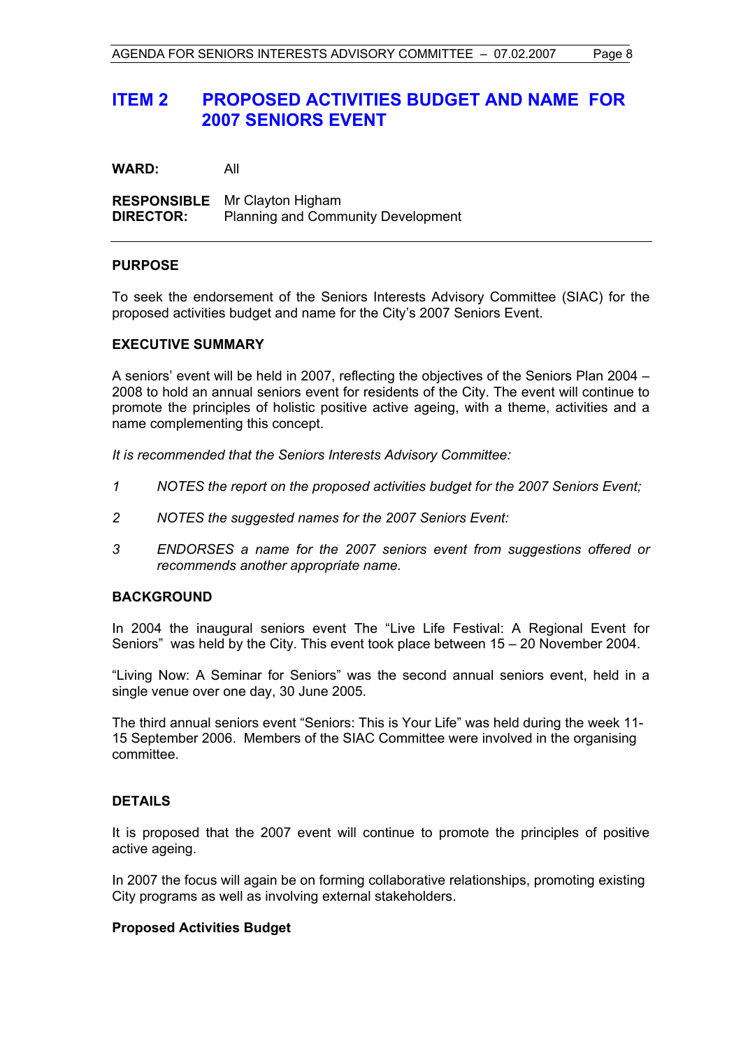# ITEM 2 PROPOSED ACTIVITIES BUDGET AND NAME FOR 2007 SENIORS EVENT

**WARD:** All

**RESPONSIBLE DIRECTOR:** Mr Clayton Higham
Planning and Community Development

---

**PURPOSE**

To seek the endorsement of the Seniors Interests Advisory Committee (SIAC) for the proposed activities budget and name for the City's 2007 Seniors Event.

**EXECUTIVE SUMMARY**

A seniors' event will be held in 2007, reflecting the objectives of the Seniors Plan 2004 – 2008 to hold an annual seniors event for residents of the City. The event will continue to promote the principles of holistic positive active ageing, with a theme, activities and a name complementing this concept.

*It is recommended that the Seniors Interests Advisory Committee:*

*1 NOTES the report on the proposed activities budget for the 2007 Seniors Event;*

*2 NOTES the suggested names for the 2007 Seniors Event:*

*3 ENDORSES a name for the 2007 seniors event from suggestions offered or recommends another appropriate name.*

**BACKGROUND**

In 2004 the inaugural seniors event The "Live Life Festival: A Regional Event for Seniors" was held by the City. This event took place between 15 – 20 November 2004.

"Living Now: A Seminar for Seniors" was the second annual seniors event, held in a single venue over one day, 30 June 2005.

The third annual seniors event "Seniors: This is Your Life" was held during the week 11-15 September 2006. Members of the SIAC Committee were involved in the organising committee.

**DETAILS**

It is proposed that the 2007 event will continue to promote the principles of positive active ageing.

In 2007 the focus will again be on forming collaborative relationships, promoting existing City programs as well as involving external stakeholders.

**Proposed Activities Budget**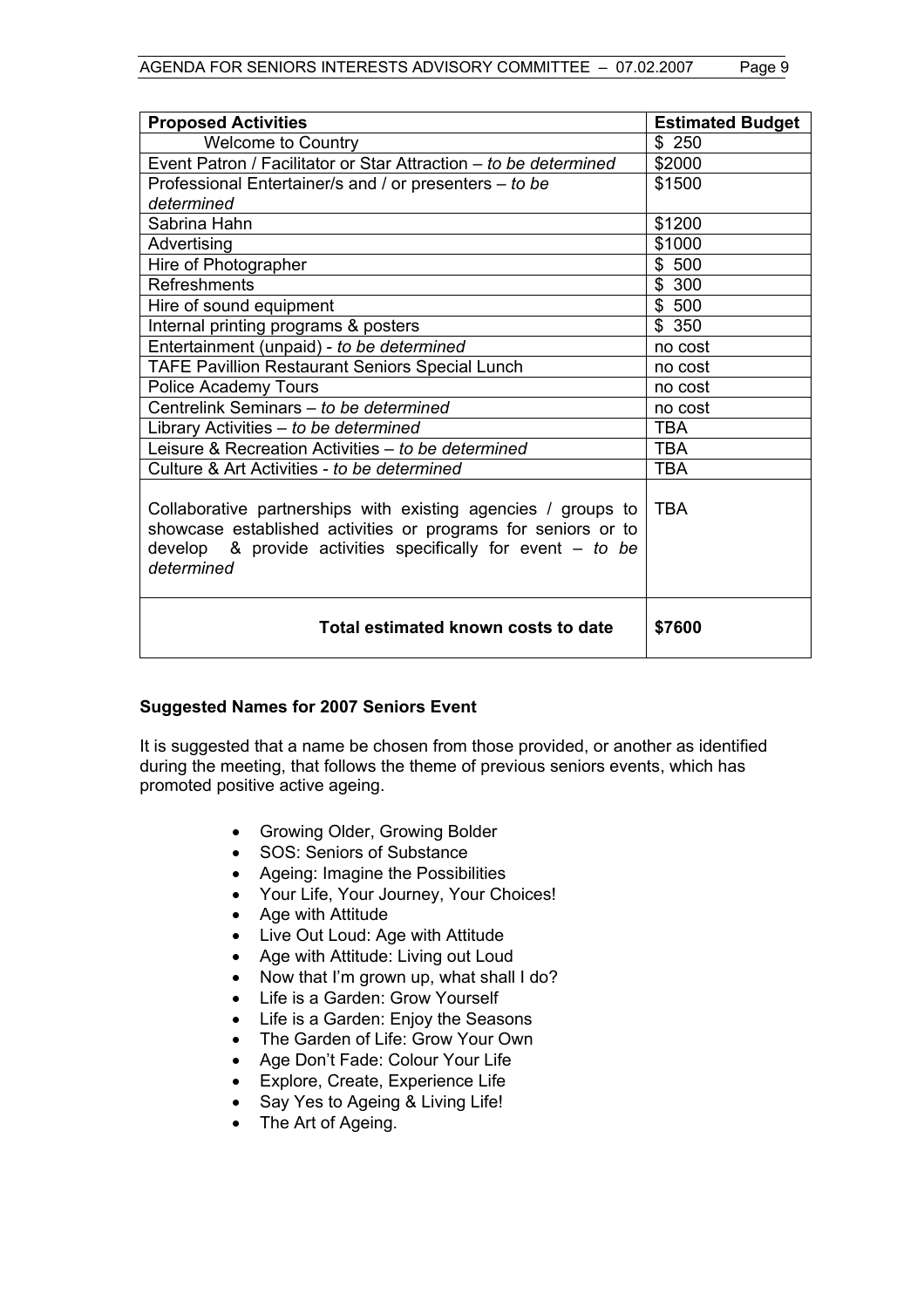| Proposed Activities | Estimated Budget |
|---|---|
| Welcome to Country | $ 250 |
| Event Patron / Facilitator or Star Attraction – *to be determined* | $2000 |
| Professional Entertainer/s and / or presenters – *to be determined* | $1500 |
| Sabrina Hahn | $1200 |
| Advertising | $1000 |
| Hire of Photographer | $ 500 |
| Refreshments | $ 300 |
| Hire of sound equipment | $ 500 |
| Internal printing programs & posters | $ 350 |
| Entertainment (unpaid) - *to be determined* | no cost |
| TAFE Pavillion Restaurant Seniors Special Lunch | no cost |
| Police Academy Tours | no cost |
| Centrelink Seminars – *to be determined* | no cost |
| Library Activities – *to be determined* | TBA |
| Leisure & Recreation Activities – *to be determined* | TBA |
| Culture & Art Activities - *to be determined* | TBA |
| Collaborative partnerships with existing agencies / groups to showcase established activities or programs for seniors or to develop & provide activities specifically for event – *to be determined* | TBA |
| **Total estimated known costs to date** | **$7600** |

**Suggested Names for 2007 Seniors Event**

It is suggested that a name be chosen from those provided, or another as identified during the meeting, that follows the theme of previous seniors events, which has promoted positive active ageing.

- Growing Older, Growing Bolder
- SOS: Seniors of Substance
- Ageing: Imagine the Possibilities
- Your Life, Your Journey, Your Choices!
- Age with Attitude
- Live Out Loud: Age with Attitude
- Age with Attitude: Living out Loud
- Now that I'm grown up, what shall I do?
- Life is a Garden: Grow Yourself
- Life is a Garden: Enjoy the Seasons
- The Garden of Life: Grow Your Own
- Age Don't Fade: Colour Your Life
- Explore, Create, Experience Life
- Say Yes to Ageing & Living Life!
- The Art of Ageing.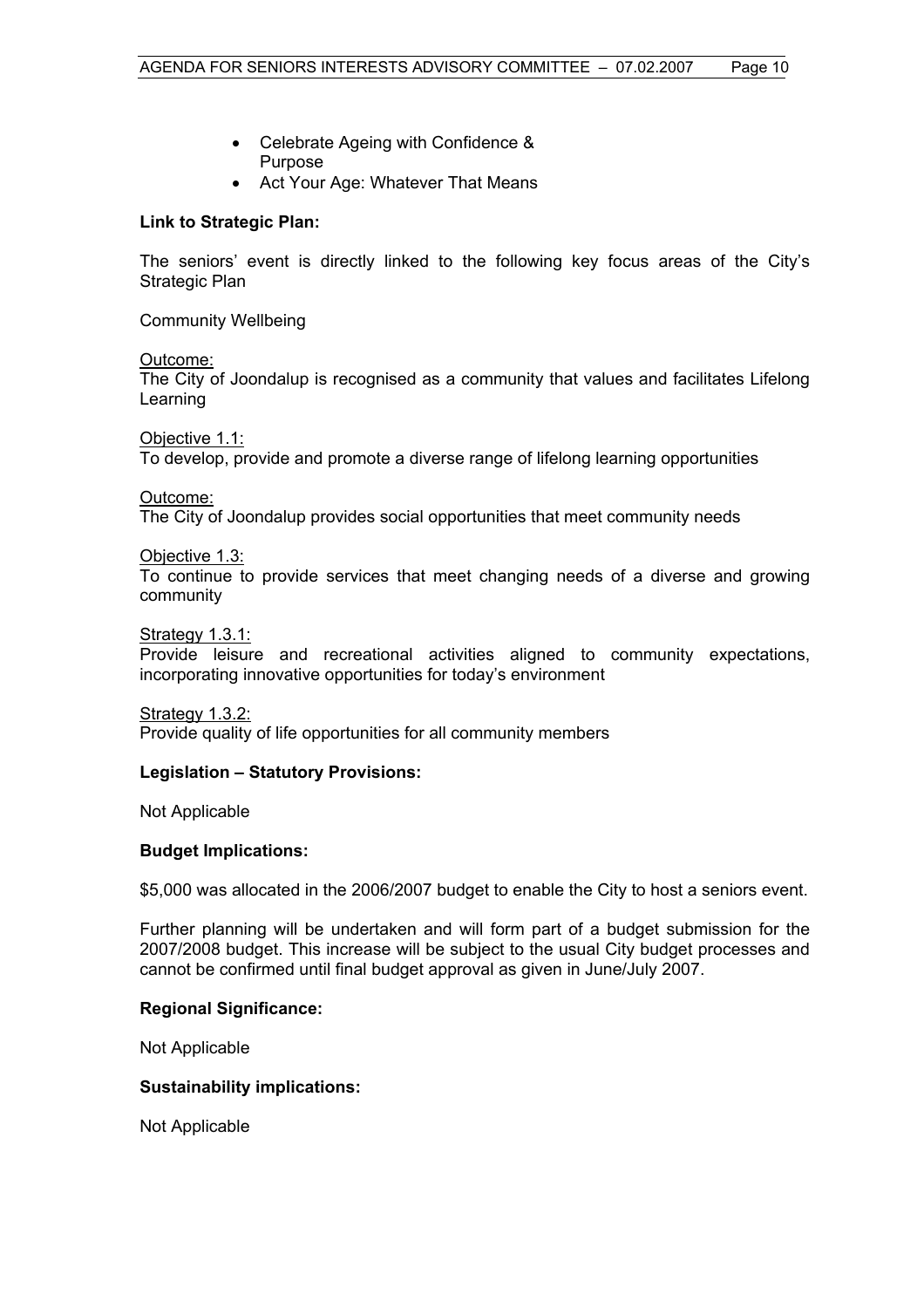- Celebrate Ageing with Confidence & Purpose
- Act Your Age: Whatever That Means

**Link to Strategic Plan:**

The seniors' event is directly linked to the following key focus areas of the City's Strategic Plan

Community Wellbeing

Outcome:
The City of Joondalup is recognised as a community that values and facilitates Lifelong Learning

Objective 1.1:
To develop, provide and promote a diverse range of lifelong learning opportunities

Outcome:
The City of Joondalup provides social opportunities that meet community needs

Objective 1.3:
To continue to provide services that meet changing needs of a diverse and growing community

Strategy 1.3.1:
Provide leisure and recreational activities aligned to community expectations, incorporating innovative opportunities for today's environment

Strategy 1.3.2:
Provide quality of life opportunities for all community members

**Legislation – Statutory Provisions:**

Not Applicable

**Budget Implications:**

$5,000 was allocated in the 2006/2007 budget to enable the City to host a seniors event.

Further planning will be undertaken and will form part of a budget submission for the 2007/2008 budget. This increase will be subject to the usual City budget processes and cannot be confirmed until final budget approval as given in June/July 2007.

**Regional Significance:**

Not Applicable

**Sustainability implications:**

Not Applicable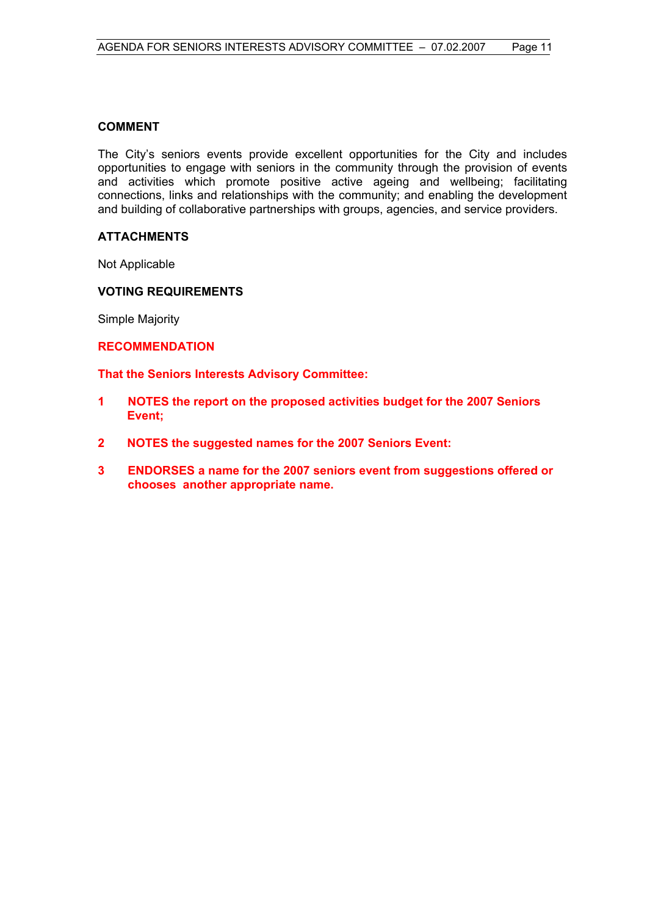## COMMENT

The City's seniors events provide excellent opportunities for the City and includes opportunities to engage with seniors in the community through the provision of events and activities which promote positive active ageing and wellbeing; facilitating connections, links and relationships with the community; and enabling the development and building of collaborative partnerships with groups, agencies, and service providers.

## ATTACHMENTS

Not Applicable

## VOTING REQUIREMENTS

Simple Majority

## RECOMMENDATION

**That the Seniors Interests Advisory Committee:**

1. **NOTES the report on the proposed activities budget for the 2007 Seniors Event;**

2. **NOTES the suggested names for the 2007 Seniors Event:**

3. **ENDORSES a name for the 2007 seniors event from suggestions offered or chooses another appropriate name.**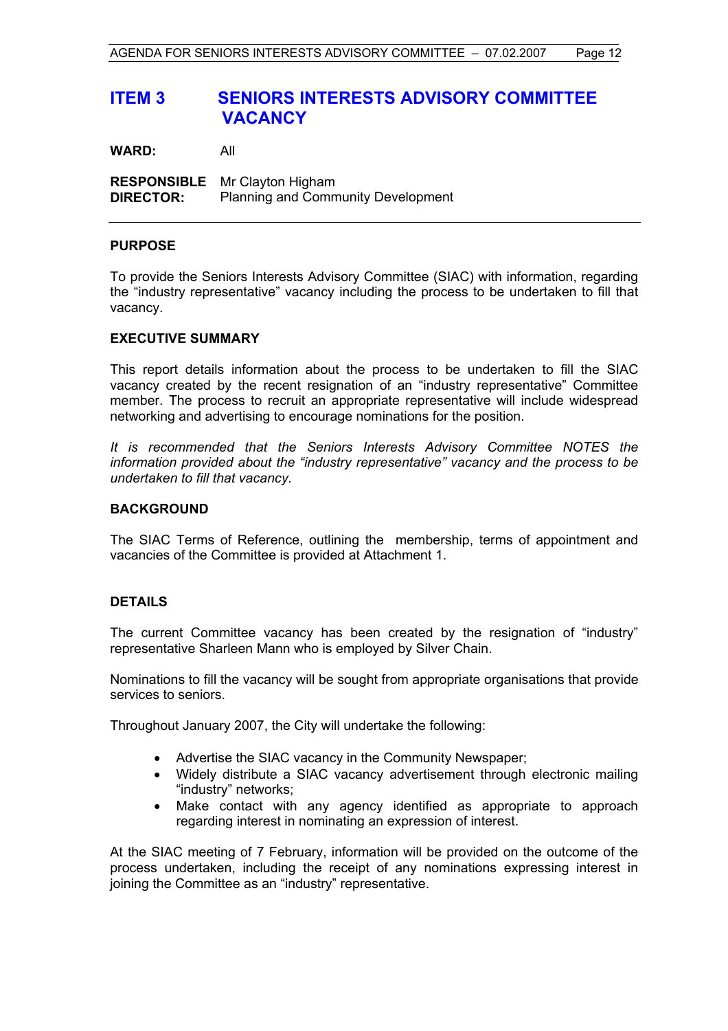# ITEM 3 SENIORS INTERESTS ADVISORY COMMITTEE VACANCY

**WARD:** All

**RESPONSIBLE DIRECTOR:** Mr Clayton Higham
Planning and Community Development

---

### PURPOSE

To provide the Seniors Interests Advisory Committee (SIAC) with information, regarding the "industry representative" vacancy including the process to be undertaken to fill that vacancy.

### EXECUTIVE SUMMARY

This report details information about the process to be undertaken to fill the SIAC vacancy created by the recent resignation of an "industry representative" Committee member. The process to recruit an appropriate representative will include widespread networking and advertising to encourage nominations for the position.

*It is recommended that the Seniors Interests Advisory Committee NOTES the information provided about the "industry representative" vacancy and the process to be undertaken to fill that vacancy.*

### BACKGROUND

The SIAC Terms of Reference, outlining the membership, terms of appointment and vacancies of the Committee is provided at Attachment 1.

### DETAILS

The current Committee vacancy has been created by the resignation of "industry" representative Sharleen Mann who is employed by Silver Chain.

Nominations to fill the vacancy will be sought from appropriate organisations that provide services to seniors.

Throughout January 2007, the City will undertake the following:

- Advertise the SIAC vacancy in the Community Newspaper;
- Widely distribute a SIAC vacancy advertisement through electronic mailing "industry" networks;
- Make contact with any agency identified as appropriate to approach regarding interest in nominating an expression of interest.

At the SIAC meeting of 7 February, information will be provided on the outcome of the process undertaken, including the receipt of any nominations expressing interest in joining the Committee as an "industry" representative.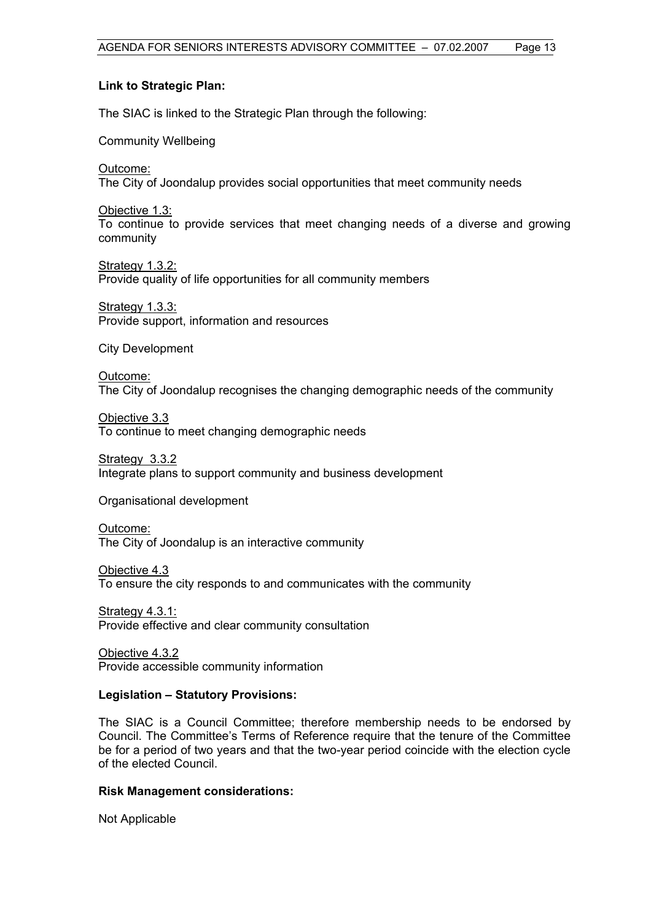**Link to Strategic Plan:**

The SIAC is linked to the Strategic Plan through the following:

Community Wellbeing

Outcome:
The City of Joondalup provides social opportunities that meet community needs

Objective 1.3:
To continue to provide services that meet changing needs of a diverse and growing community

Strategy 1.3.2:
Provide quality of life opportunities for all community members

Strategy 1.3.3:
Provide support, information and resources

City Development

Outcome:
The City of Joondalup recognises the changing demographic needs of the community

Objective 3.3
To continue to meet changing demographic needs

Strategy 3.3.2
Integrate plans to support community and business development

Organisational development

Outcome:
The City of Joondalup is an interactive community

Objective 4.3
To ensure the city responds to and communicates with the community

Strategy 4.3.1:
Provide effective and clear community consultation

Objective 4.3.2
Provide accessible community information

**Legislation – Statutory Provisions:**

The SIAC is a Council Committee; therefore membership needs to be endorsed by Council. The Committee's Terms of Reference require that the tenure of the Committee be for a period of two years and that the two-year period coincide with the election cycle of the elected Council.

**Risk Management considerations:**

Not Applicable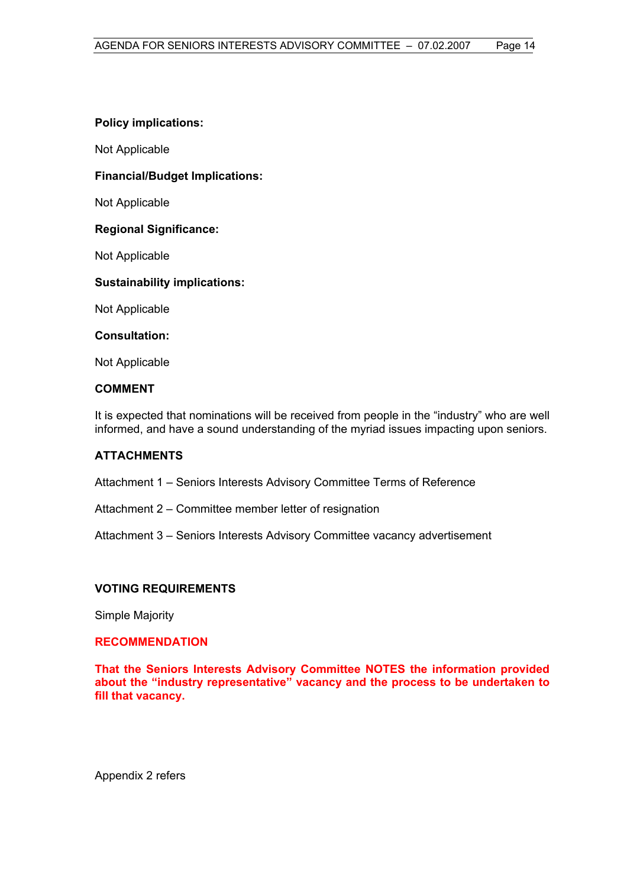**Policy implications:**

Not Applicable

**Financial/Budget Implications:**

Not Applicable

**Regional Significance:**

Not Applicable

**Sustainability implications:**

Not Applicable

**Consultation:**

Not Applicable

**COMMENT**

It is expected that nominations will be received from people in the "industry" who are well informed, and have a sound understanding of the myriad issues impacting upon seniors.

**ATTACHMENTS**

Attachment 1 – Seniors Interests Advisory Committee Terms of Reference

Attachment 2 – Committee member letter of resignation

Attachment 3 – Seniors Interests Advisory Committee vacancy advertisement

**VOTING REQUIREMENTS**

Simple Majority

**RECOMMENDATION**

**That the Seniors Interests Advisory Committee NOTES the information provided about the "industry representative" vacancy and the process to be undertaken to fill that vacancy.**

Appendix 2 refers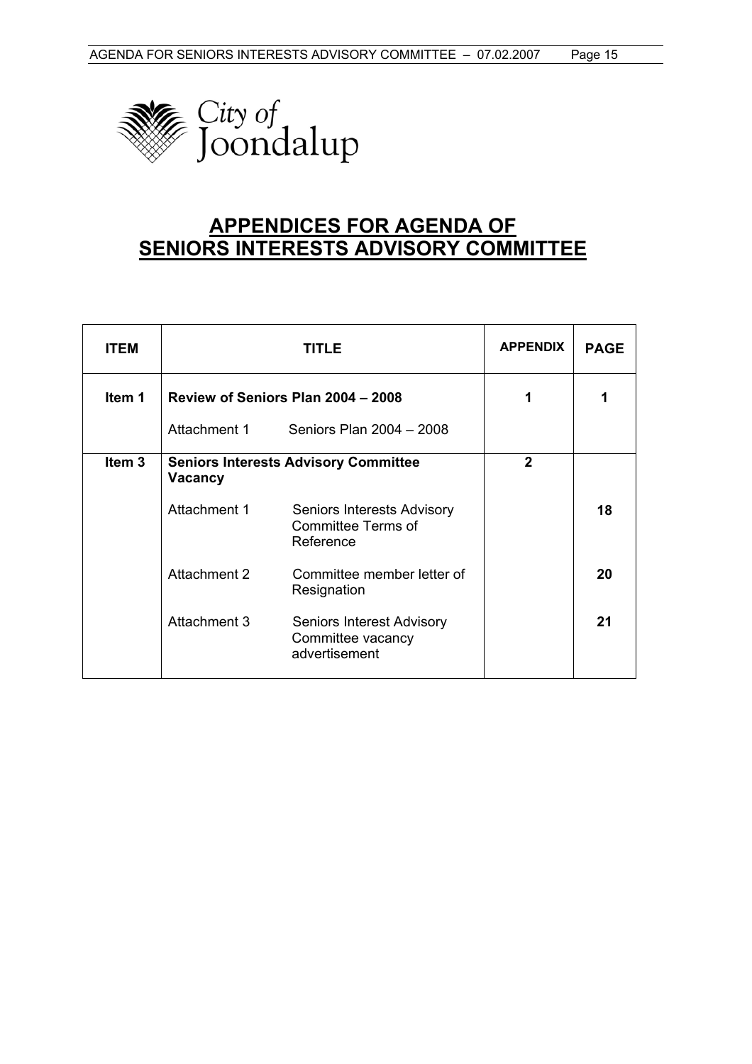City of Joondalup

# APPENDICES FOR AGENDA OF SENIORS INTERESTS ADVISORY COMMITTEE

| ITEM | TITLE | | APPENDIX | PAGE |
|---|---|---|---|---|
| **Item 1** | **Review of Seniors Plan 2004 – 2008** | | **1** | **1** |
| | Attachment 1 | Seniors Plan 2004 – 2008 | | |
| **Item 3** | **Seniors Interests Advisory Committee Vacancy** | | **2** | |
| | Attachment 1 | Seniors Interests Advisory Committee Terms of Reference | | **18** |
| | Attachment 2 | Committee member letter of Resignation | | **20** |
| | Attachment 3 | Seniors Interest Advisory Committee vacancy advertisement | | **21** |